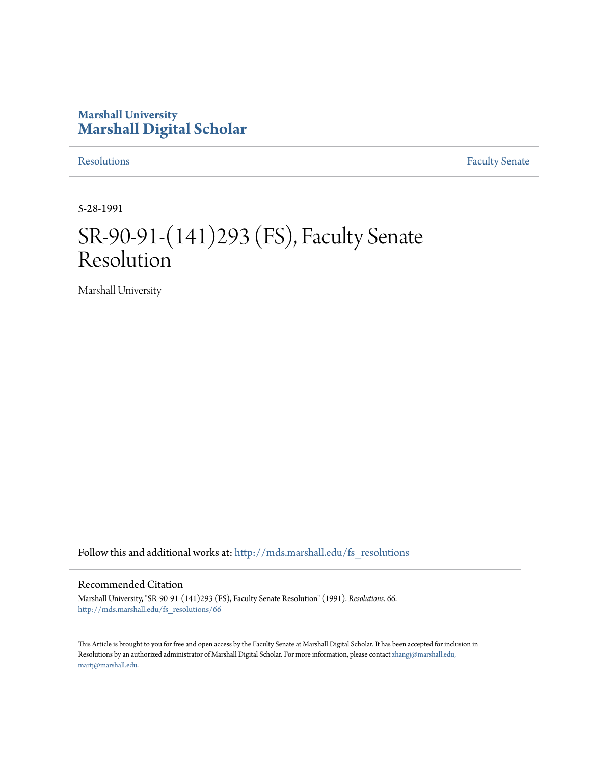Marshall University

# Marshall Digital Scholar

Resolutions | Faculty Senate

5-28-1991

# SR-90-91-(141)293 (FS), Faculty Senate Resolution

Marshall University

Follow this and additional works at: http://mds.marshall.edu/fs_resolutions

## Recommended Citation

Marshall University, "SR-90-91-(141)293 (FS), Faculty Senate Resolution" (1991). *Resolutions*. 66.
http://mds.marshall.edu/fs_resolutions/66

This Article is brought to you for free and open access by the Faculty Senate at Marshall Digital Scholar. It has been accepted for inclusion in Resolutions by an authorized administrator of Marshall Digital Scholar. For more information, please contact zhangj@marshall.edu, martj@marshall.edu.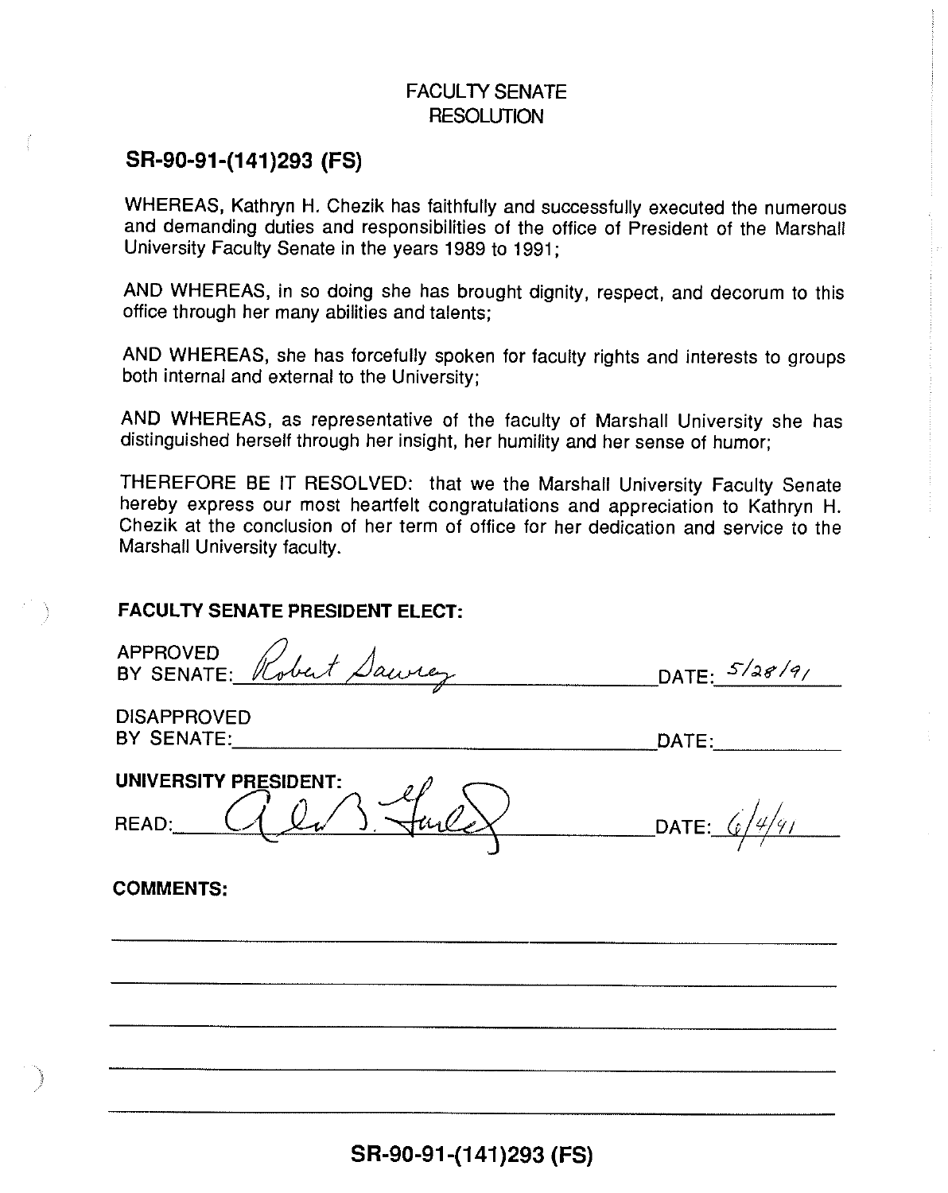FACULTY SENATE
RESOLUTION

## SR-90-91-(141)293 (FS)

WHEREAS, Kathryn H. Chezik has faithfully and successfully executed the numerous and demanding duties and responsibilities of the office of President of the Marshall University Faculty Senate in the years 1989 to 1991;

AND WHEREAS, in so doing she has brought dignity, respect, and decorum to this office through her many abilities and talents;

AND WHEREAS, she has forcefully spoken for faculty rights and interests to groups both internal and external to the University;

AND WHEREAS, as representative of the faculty of Marshall University she has distinguished herself through her insight, her humility and her sense of humor;

THEREFORE BE IT RESOLVED: that we the Marshall University Faculty Senate hereby express our most heartfelt congratulations and appreciation to Kathryn H. Chezik at the conclusion of her term of office for her dedication and service to the Marshall University faculty.

**FACULTY SENATE PRESIDENT ELECT:**

APPROVED BY SENATE: Robert Sawrey DATE: 5/28/91

DISAPPROVED BY SENATE: _______________ DATE: _______

**UNIVERSITY PRESIDENT:**

READ: Alan B. Gould DATE: 6/4/91

**COMMENTS:**

SR-90-91-(141)293 (FS)